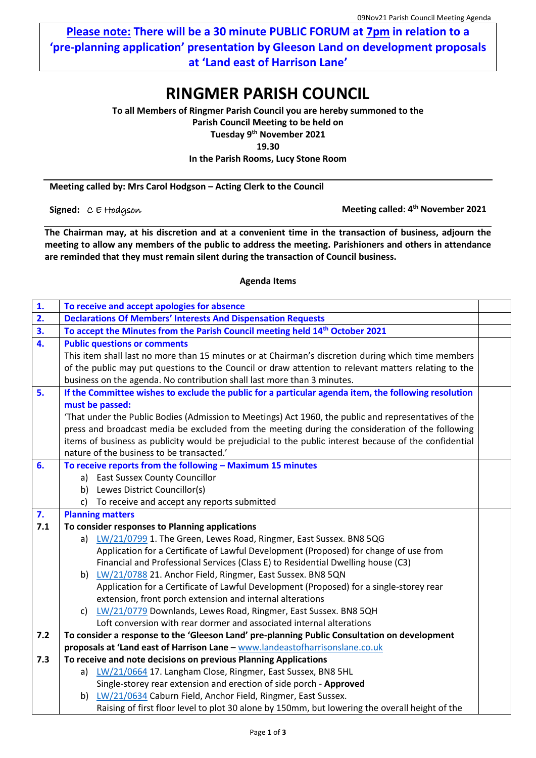**Please note: There will be a 30 minute PUBLIC FORUM at 7pm in relation to a 'pre-planning application' presentation by Gleeson Land on development proposals at 'Land east of Harrison Lane'**

# RINGMER PARISH COUNCIL

**To all Members of Ringmer Parish Council you are hereby summoned to the Parish Council Meeting to be held on**
**Tuesday 9th November 2021**
**19.30**
**In the Parish Rooms, Lucy Stone Room**

**Meeting called by: Mrs Carol Hodgson – Acting Clerk to the Council**

**Signed:** C E Hodgson

**Meeting called: 4th November 2021**

**The Chairman may, at his discretion and at a convenient time in the transaction of business, adjourn the meeting to allow any members of the public to address the meeting. Parishioners and others in attendance are reminded that they must remain silent during the transaction of Council business.**

**Agenda Items**

| | | |
|---|---|---|
| **1.** | **To receive and accept apologies for absence** | |
| **2.** | **Declarations Of Members' Interests And Dispensation Requests** | |
| **3.** | **To accept the Minutes from the Parish Council meeting held 14th October 2021** | |
| **4.** | **Public questions or comments**<br>This item shall last no more than 15 minutes or at Chairman's discretion during which time members of the public may put questions to the Council or draw attention to relevant matters relating to the business on the agenda. No contribution shall last more than 3 minutes. | |
| **5.** | **If the Committee wishes to exclude the public for a particular agenda item, the following resolution must be passed:**<br>'That under the Public Bodies (Admission to Meetings) Act 1960, the public and representatives of the press and broadcast media be excluded from the meeting during the consideration of the following items of business as publicity would be prejudicial to the public interest because of the confidential nature of the business to be transacted.' | |
| **6.** | **To receive reports from the following – Maximum 15 minutes**<br>a) East Sussex County Councillor<br>b) Lewes District Councillor(s)<br>c) To receive and accept any reports submitted | |
| **7.** | **Planning matters** | |
| **7.1** | **To consider responses to Planning applications**<br>a) LW/21/0799 1. The Green, Lewes Road, Ringmer, East Sussex. BN8 5QG<br>Application for a Certificate of Lawful Development (Proposed) for change of use from Financial and Professional Services (Class E) to Residential Dwelling house (C3)<br>b) LW/21/0788 21. Anchor Field, Ringmer, East Sussex. BN8 5QN<br>Application for a Certificate of Lawful Development (Proposed) for a single-storey rear extension, front porch extension and internal alterations<br>c) LW/21/0779 Downlands, Lewes Road, Ringmer, East Sussex. BN8 5QH<br>Loft conversion with rear dormer and associated internal alterations | |
| **7.2** | **To consider a response to the 'Gleeson Land' pre-planning Public Consultation on development proposals at 'Land east of Harrison Lane** – www.landeastofharrisonslane.co.uk | |
| **7.3** | **To receive and note decisions on previous Planning Applications**<br>a) LW/21/0664 17. Langham Close, Ringmer, East Sussex, BN8 5HL<br>Single-storey rear extension and erection of side porch - **Approved**<br>b) LW/21/0634 Caburn Field, Anchor Field, Ringmer, East Sussex.<br>Raising of first floor level to plot 30 alone by 150mm, but lowering the overall height of the | |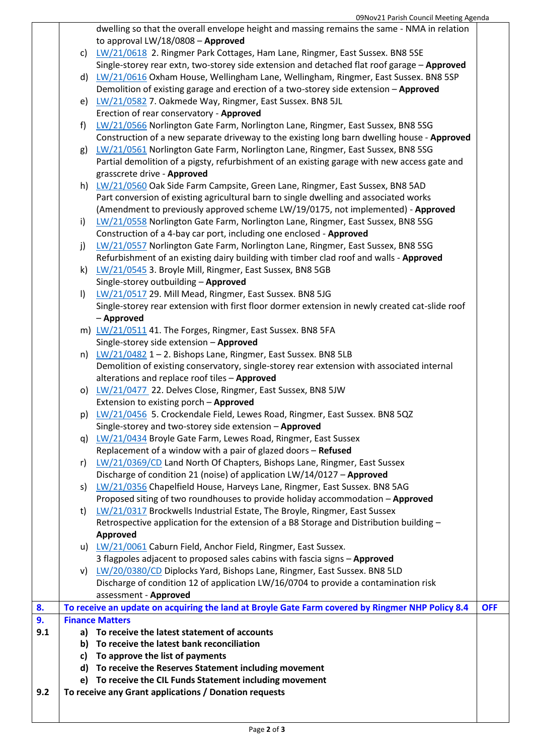| | | |
|---|---|---|
| | dwelling so that the overall envelope height and massing remains the same - NMA in relation to approval LW/18/0808 – **Approved**<br>c) LW/21/0618 2. Ringmer Park Cottages, Ham Lane, Ringmer, East Sussex. BN8 5SE Single-storey rear extn, two-storey side extension and detached flat roof garage – **Approved**<br>d) LW/21/0616 Oxham House, Wellingham Lane, Wellingham, Ringmer, East Sussex. BN8 5SP Demolition of existing garage and erection of a two-storey side extension – **Approved**<br>e) LW/21/0582 7. Oakmede Way, Ringmer, East Sussex. BN8 5JL Erection of rear conservatory - **Approved**<br>f) LW/21/0566 Norlington Gate Farm, Norlington Lane, Ringmer, East Sussex, BN8 5SG Construction of a new separate driveway to the existing long barn dwelling house - **Approved**<br>g) LW/21/0561 Norlington Gate Farm, Norlington Lane, Ringmer, East Sussex, BN8 5SG Partial demolition of a pigsty, refurbishment of an existing garage with new access gate and grasscrete drive - **Approved**<br>h) LW/21/0560 Oak Side Farm Campsite, Green Lane, Ringmer, East Sussex, BN8 5AD Part conversion of existing agricultural barn to single dwelling and associated works (Amendment to previously approved scheme LW/19/0175, not implemented) - **Approved**<br>i) LW/21/0558 Norlington Gate Farm, Norlington Lane, Ringmer, East Sussex, BN8 5SG Construction of a 4-bay car port, including one enclosed - **Approved**<br>j) LW/21/0557 Norlington Gate Farm, Norlington Lane, Ringmer, East Sussex, BN8 5SG Refurbishment of an existing dairy building with timber clad roof and walls - **Approved**<br>k) LW/21/0545 3. Broyle Mill, Ringmer, East Sussex, BN8 5GB Single-storey outbuilding – **Approved**<br>l) LW/21/0517 29. Mill Mead, Ringmer, East Sussex. BN8 5JG Single-storey rear extension with first floor dormer extension in newly created cat-slide roof – **Approved**<br>m) LW/21/0511 41. The Forges, Ringmer, East Sussex. BN8 5FA Single-storey side extension – **Approved**<br>n) LW/21/0482 1 – 2. Bishops Lane, Ringmer, East Sussex. BN8 5LB Demolition of existing conservatory, single-storey rear extension with associated internal alterations and replace roof tiles – **Approved**<br>o) LW/21/0477 22. Delves Close, Ringmer, East Sussex, BN8 5JW Extension to existing porch – **Approved**<br>p) LW/21/0456 5. Crockendale Field, Lewes Road, Ringmer, East Sussex. BN8 5QZ Single-storey and two-storey side extension – **Approved**<br>q) LW/21/0434 Broyle Gate Farm, Lewes Road, Ringmer, East Sussex Replacement of a window with a pair of glazed doors – **Refused**<br>r) LW/21/0369/CD Land North Of Chapters, Bishops Lane, Ringmer, East Sussex Discharge of condition 21 (noise) of application LW/14/0127 – **Approved**<br>s) LW/21/0356 Chapelfield House, Harveys Lane, Ringmer, East Sussex. BN8 5AG Proposed siting of two roundhouses to provide holiday accommodation – **Approved**<br>t) LW/21/0317 Brockwells Industrial Estate, The Broyle, Ringmer, East Sussex Retrospective application for the extension of a B8 Storage and Distribution building – **Approved**<br>u) LW/21/0061 Caburn Field, Anchor Field, Ringmer, East Sussex. 3 flagpoles adjacent to proposed sales cabins with fascia signs – **Approved**<br>v) LW/20/0380/CD Diplocks Yard, Bishops Lane, Ringmer, East Sussex. BN8 5LD Discharge of condition 12 of application LW/16/0704 to provide a contamination risk assessment - **Approved** | |
| **8.** | **To receive an update on acquiring the land at Broyle Gate Farm covered by Ringmer NHP Policy 8.4** | **OFF** |
| **9.** | **Finance Matters** | |
| **9.1** | **a) To receive the latest statement of accounts**<br>**b) To receive the latest bank reconciliation**<br>**c) To approve the list of payments**<br>**d) To receive the Reserves Statement including movement**<br>**e) To receive the CIL Funds Statement including movement** | |
| **9.2** | **To receive any Grant applications / Donation requests** | |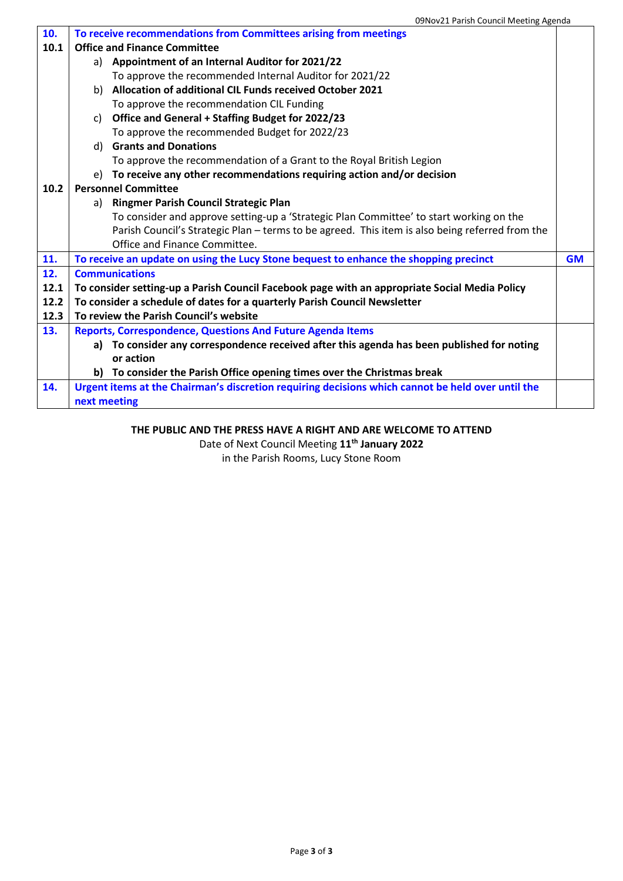| | | |
|---|---|---|
| **10.** | **To receive recommendations from Committees arising from meetings** | |
| **10.1** | **Office and Finance Committee** | |
| | a) **Appointment of an Internal Auditor for 2021/22**<br>To approve the recommended Internal Auditor for 2021/22 | |
| | b) **Allocation of additional CIL Funds received October 2021**<br>To approve the recommendation CIL Funding | |
| | c) **Office and General + Staffing Budget for 2022/23**<br>To approve the recommended Budget for 2022/23 | |
| | d) **Grants and Donations**<br>To approve the recommendation of a Grant to the Royal British Legion | |
| | e) **To receive any other recommendations requiring action and/or decision** | |
| **10.2** | **Personnel Committee** | |
| | a) **Ringmer Parish Council Strategic Plan**<br>To consider and approve setting-up a 'Strategic Plan Committee' to start working on the Parish Council's Strategic Plan – terms to be agreed. This item is also being referred from the Office and Finance Committee. | |
| **11.** | **To receive an update on using the Lucy Stone bequest to enhance the shopping precinct** | **GM** |
| **12.** | **Communications** | |
| **12.1** | **To consider setting-up a Parish Council Facebook page with an appropriate Social Media Policy** | |
| **12.2** | **To consider a schedule of dates for a quarterly Parish Council Newsletter** | |
| **12.3** | **To review the Parish Council's website** | |
| **13.** | **Reports, Correspondence, Questions And Future Agenda Items** | |
| | **a) To consider any correspondence received after this agenda has been published for noting or action** | |
| | **b) To consider the Parish Office opening times over the Christmas break** | |
| **14.** | **Urgent items at the Chairman's discretion requiring decisions which cannot be held over until the next meeting** | |

**THE PUBLIC AND THE PRESS HAVE A RIGHT AND ARE WELCOME TO ATTEND**

Date of Next Council Meeting **11th January 2022**

in the Parish Rooms, Lucy Stone Room